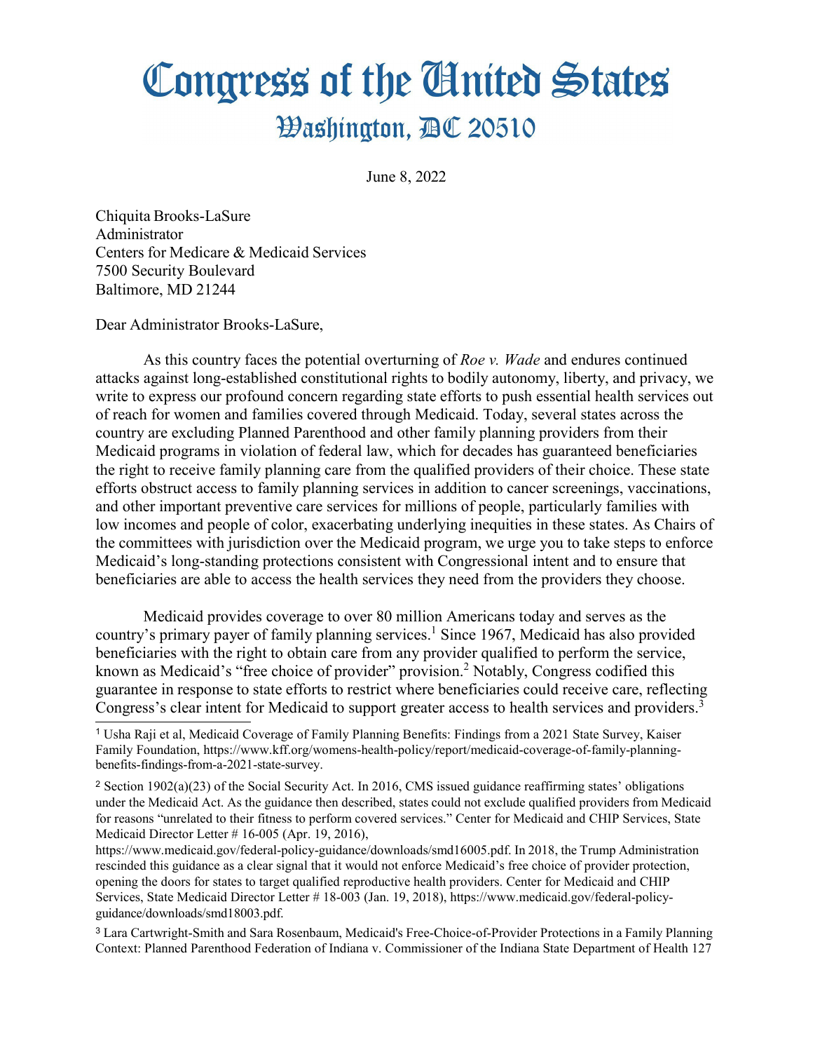# Congress of the United States

## Washington, DC 20510

June 8, 2022

Chiquita Brooks-LaSure
Administrator
Centers for Medicare & Medicaid Services
7500 Security Boulevard
Baltimore, MD 21244

Dear Administrator Brooks-LaSure,

As this country faces the potential overturning of *Roe v. Wade* and endures continued attacks against long-established constitutional rights to bodily autonomy, liberty, and privacy, we write to express our profound concern regarding state efforts to push essential health services out of reach for women and families covered through Medicaid. Today, several states across the country are excluding Planned Parenthood and other family planning providers from their Medicaid programs in violation of federal law, which for decades has guaranteed beneficiaries the right to receive family planning care from the qualified providers of their choice. These state efforts obstruct access to family planning services in addition to cancer screenings, vaccinations, and other important preventive care services for millions of people, particularly families with low incomes and people of color, exacerbating underlying inequities in these states. As Chairs of the committees with jurisdiction over the Medicaid program, we urge you to take steps to enforce Medicaid's long-standing protections consistent with Congressional intent and to ensure that beneficiaries are able to access the health services they need from the providers they choose.

Medicaid provides coverage to over 80 million Americans today and serves as the country's primary payer of family planning services.[1] Since 1967, Medicaid has also provided beneficiaries with the right to obtain care from any provider qualified to perform the service, known as Medicaid's "free choice of provider" provision.[2] Notably, Congress codified this guarantee in response to state efforts to restrict where beneficiaries could receive care, reflecting Congress's clear intent for Medicaid to support greater access to health services and providers.[3]

---

[1] Usha Raji et al, Medicaid Coverage of Family Planning Benefits: Findings from a 2021 State Survey, Kaiser Family Foundation, https://www.kff.org/womens-health-policy/report/medicaid-coverage-of-family-planning-benefits-findings-from-a-2021-state-survey.

[2] Section 1902(a)(23) of the Social Security Act. In 2016, CMS issued guidance reaffirming states' obligations under the Medicaid Act. As the guidance then described, states could not exclude qualified providers from Medicaid for reasons "unrelated to their fitness to perform covered services." Center for Medicaid and CHIP Services, State Medicaid Director Letter # 16-005 (Apr. 19, 2016), https://www.medicaid.gov/federal-policy-guidance/downloads/smd16005.pdf. In 2018, the Trump Administration rescinded this guidance as a clear signal that it would not enforce Medicaid's free choice of provider protection, opening the doors for states to target qualified reproductive health providers. Center for Medicaid and CHIP Services, State Medicaid Director Letter # 18-003 (Jan. 19, 2018), https://www.medicaid.gov/federal-policy-guidance/downloads/smd18003.pdf.

[3] Lara Cartwright-Smith and Sara Rosenbaum, Medicaid's Free-Choice-of-Provider Protections in a Family Planning Context: Planned Parenthood Federation of Indiana v. Commissioner of the Indiana State Department of Health 127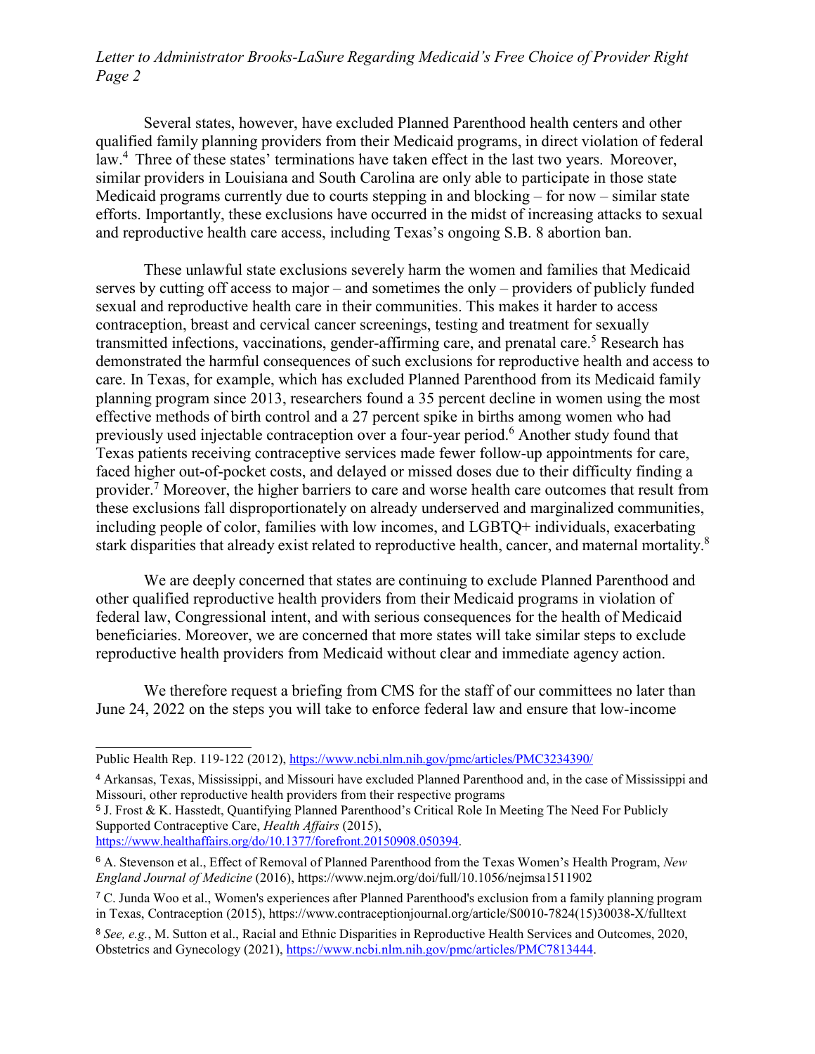Several states, however, have excluded Planned Parenthood health centers and other qualified family planning providers from their Medicaid programs, in direct violation of federal law.[4] Three of these states' terminations have taken effect in the last two years. Moreover, similar providers in Louisiana and South Carolina are only able to participate in those state Medicaid programs currently due to courts stepping in and blocking – for now – similar state efforts. Importantly, these exclusions have occurred in the midst of increasing attacks to sexual and reproductive health care access, including Texas's ongoing S.B. 8 abortion ban.

These unlawful state exclusions severely harm the women and families that Medicaid serves by cutting off access to major – and sometimes the only – providers of publicly funded sexual and reproductive health care in their communities. This makes it harder to access contraception, breast and cervical cancer screenings, testing and treatment for sexually transmitted infections, vaccinations, gender-affirming care, and prenatal care.[5] Research has demonstrated the harmful consequences of such exclusions for reproductive health and access to care. In Texas, for example, which has excluded Planned Parenthood from its Medicaid family planning program since 2013, researchers found a 35 percent decline in women using the most effective methods of birth control and a 27 percent spike in births among women who had previously used injectable contraception over a four-year period.[6] Another study found that Texas patients receiving contraceptive services made fewer follow-up appointments for care, faced higher out-of-pocket costs, and delayed or missed doses due to their difficulty finding a provider.[7] Moreover, the higher barriers to care and worse health care outcomes that result from these exclusions fall disproportionately on already underserved and marginalized communities, including people of color, families with low incomes, and LGBTQ+ individuals, exacerbating stark disparities that already exist related to reproductive health, cancer, and maternal mortality.[8]

We are deeply concerned that states are continuing to exclude Planned Parenthood and other qualified reproductive health providers from their Medicaid programs in violation of federal law, Congressional intent, and with serious consequences for the health of Medicaid beneficiaries. Moreover, we are concerned that more states will take similar steps to exclude reproductive health providers from Medicaid without clear and immediate agency action.

We therefore request a briefing from CMS for the staff of our committees no later than June 24, 2022 on the steps you will take to enforce federal law and ensure that low-income

---

Public Health Rep. 119-122 (2012), https://www.ncbi.nlm.nih.gov/pmc/articles/PMC3234390/

[4] Arkansas, Texas, Mississippi, and Missouri have excluded Planned Parenthood and, in the case of Mississippi and Missouri, other reproductive health providers from their respective programs

[5] J. Frost & K. Hasstedt, Quantifying Planned Parenthood's Critical Role In Meeting The Need For Publicly Supported Contraceptive Care, *Health Affairs* (2015), https://www.healthaffairs.org/do/10.1377/forefront.20150908.050394.

[6] A. Stevenson et al., Effect of Removal of Planned Parenthood from the Texas Women's Health Program, *New England Journal of Medicine* (2016), https://www.nejm.org/doi/full/10.1056/nejmsa1511902

[7] C. Junda Woo et al., Women's experiences after Planned Parenthood's exclusion from a family planning program in Texas, Contraception (2015), https://www.contraceptionjournal.org/article/S0010-7824(15)30038-X/fulltext

[8] *See, e.g.*, M. Sutton et al., Racial and Ethnic Disparities in Reproductive Health Services and Outcomes, 2020, Obstetrics and Gynecology (2021), https://www.ncbi.nlm.nih.gov/pmc/articles/PMC7813444.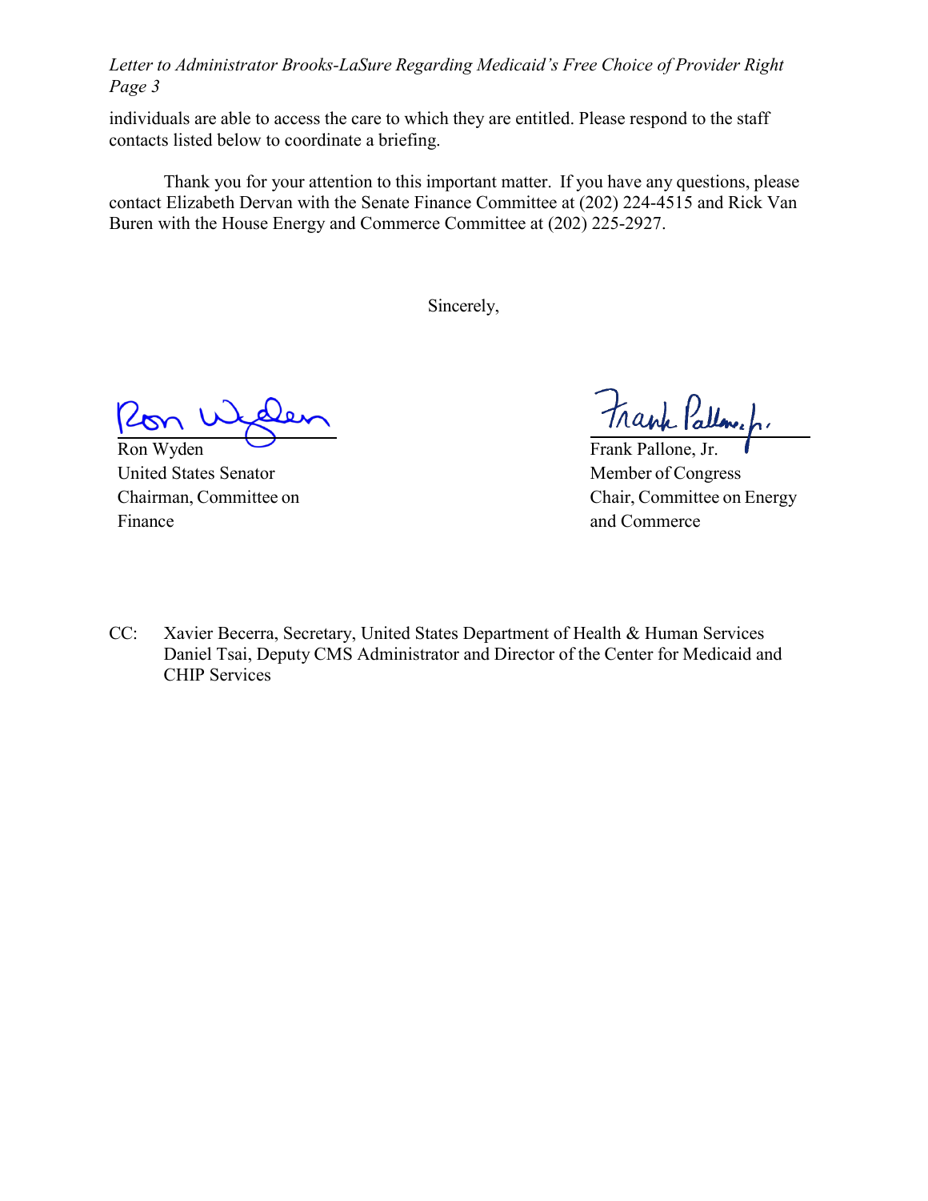individuals are able to access the care to which they are entitled. Please respond to the staff contacts listed below to coordinate a briefing.

Thank you for your attention to this important matter. If you have any questions, please contact Elizabeth Dervan with the Senate Finance Committee at (202) 224-4515 and Rick Van Buren with the House Energy and Commerce Committee at (202) 225-2927.

Sincerely,

Ron Wyden
United States Senator
Chairman, Committee on Finance

Frank Pallone, Jr.
Member of Congress
Chair, Committee on Energy and Commerce

CC: Xavier Becerra, Secretary, United States Department of Health & Human Services
Daniel Tsai, Deputy CMS Administrator and Director of the Center for Medicaid and CHIP Services